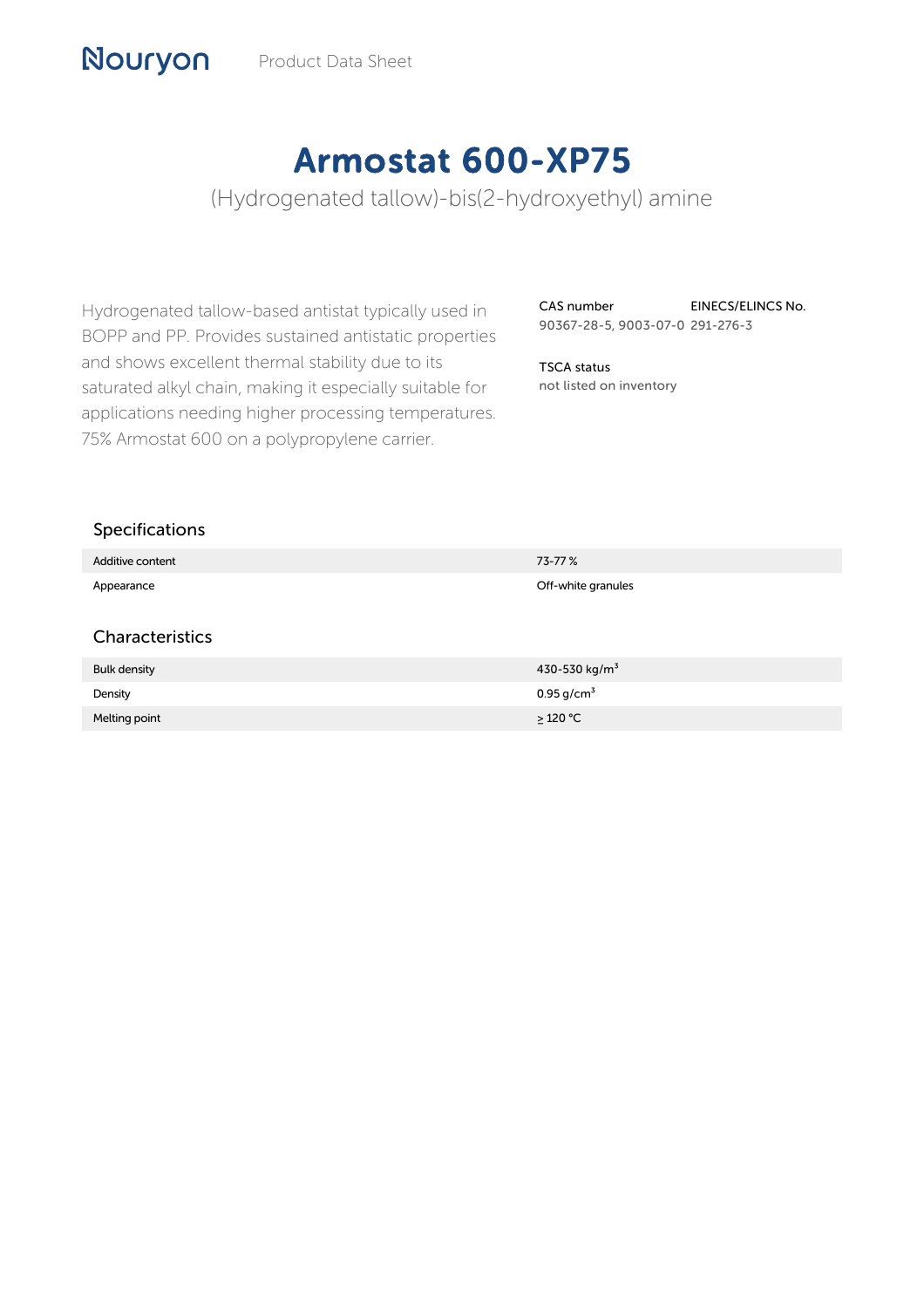Nouryon Product Data Sheet

# Armostat 600-XP75

(Hydrogenated tallow)-bis(2-hydroxyethyl) amine

Hydrogenated tallow-based antistat typically used in BOPP and PP. Provides sustained antistatic properties and shows excellent thermal stability due to its saturated alkyl chain, making it especially suitable for applications needing higher processing temperatures. 75% Armostat 600 on a polypropylene carrier.

| CAS number | EINECS/ELINCS No. |
| --- | --- |
| 90367-28-5, 9003-07-0 | 291-276-3 |

**TSCA status**
not listed on inventory

## Specifications

| | |
| --- | --- |
| Additive content | 73-77 % |
| Appearance | Off-white granules |

## Characteristics

| | |
| --- | --- |
| Bulk density | 430-530 $kg/m^3$ |
| Density | 0.95 $g/cm^3$ |
| Melting point | $\geq$ 120 °C |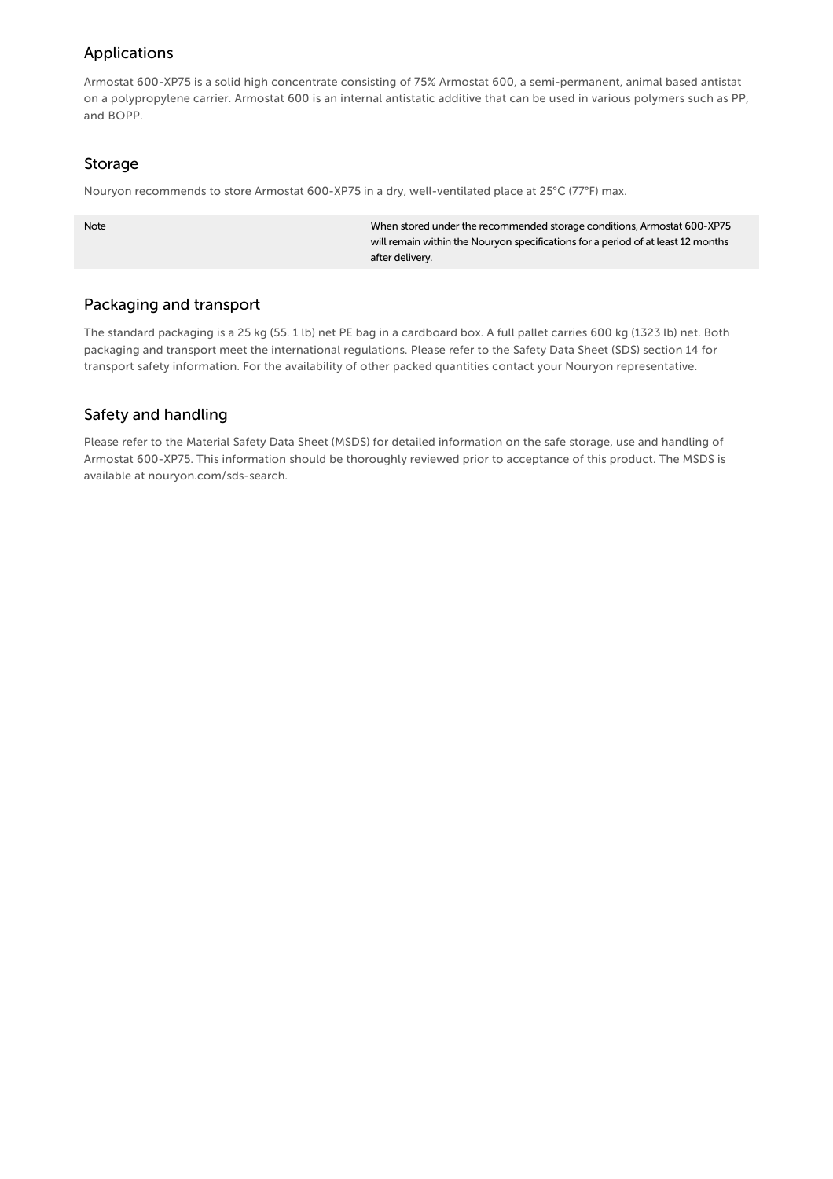## Applications

Armostat 600-XP75 is a solid high concentrate consisting of 75% Armostat 600, a semi-permanent, animal based antistat on a polypropylene carrier. Armostat 600 is an internal antistatic additive that can be used in various polymers such as PP, and BOPP.

## Storage

Nouryon recommends to store Armostat 600-XP75 in a dry, well-ventilated place at 25°C (77°F) max.

| Note | When stored under the recommended storage conditions, Armostat 600-XP75 will remain within the Nouryon specifications for a period of at least 12 months after delivery. |
| --- | --- |

## Packaging and transport

The standard packaging is a 25 kg (55. 1 lb) net PE bag in a cardboard box. A full pallet carries 600 kg (1323 lb) net. Both packaging and transport meet the international regulations. Please refer to the Safety Data Sheet (SDS) section 14 for transport safety information. For the availability of other packed quantities contact your Nouryon representative.

## Safety and handling

Please refer to the Material Safety Data Sheet (MSDS) for detailed information on the safe storage, use and handling of Armostat 600-XP75. This information should be thoroughly reviewed prior to acceptance of this product. The MSDS is available at nouryon.com/sds-search.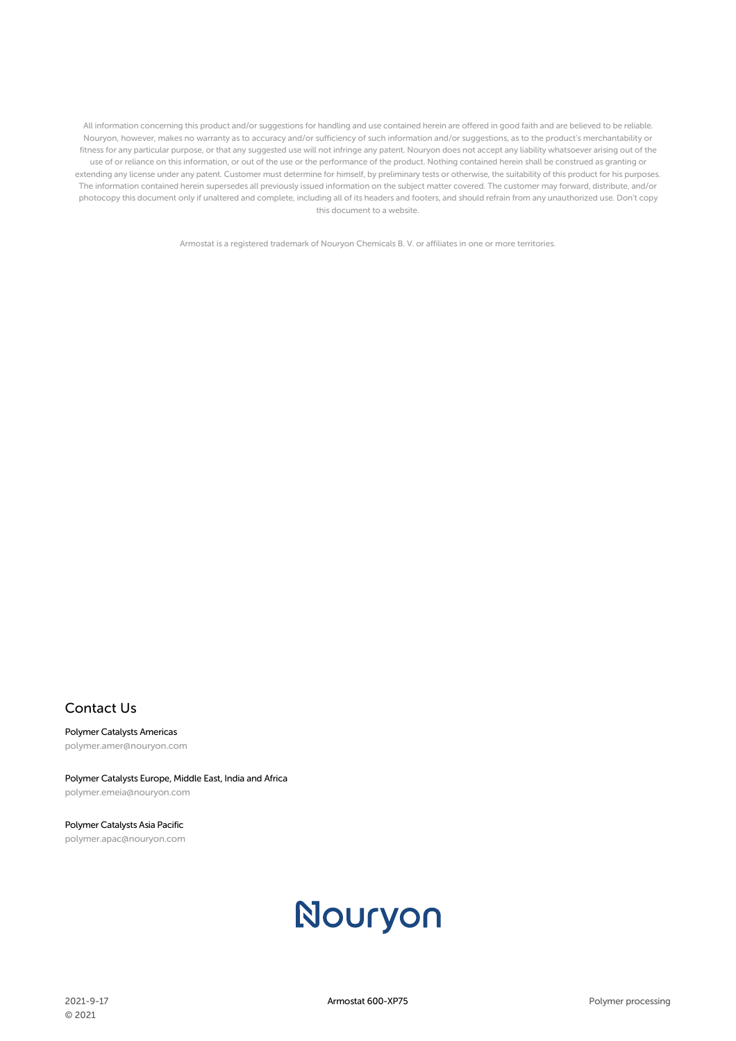All information concerning this product and/or suggestions for handling and use contained herein are offered in good faith and are believed to be reliable. Nouryon, however, makes no warranty as to accuracy and/or sufficiency of such information and/or suggestions, as to the product's merchantability or fitness for any particular purpose, or that any suggested use will not infringe any patent. Nouryon does not accept any liability whatsoever arising out of the use of or reliance on this information, or out of the use or the performance of the product. Nothing contained herein shall be construed as granting or extending any license under any patent. Customer must determine for himself, by preliminary tests or otherwise, the suitability of this product for his purposes. The information contained herein supersedes all previously issued information on the subject matter covered. The customer may forward, distribute, and/or photocopy this document only if unaltered and complete, including all of its headers and footers, and should refrain from any unauthorized use. Don't copy this document to a website.

Armostat is a registered trademark of Nouryon Chemicals B. V. or affiliates in one or more territories.

## Contact Us

Polymer Catalysts Americas
polymer.amer@nouryon.com

Polymer Catalysts Europe, Middle East, India and Africa
polymer.emeia@nouryon.com

Polymer Catalysts Asia Pacific
polymer.apac@nouryon.com

Nouryon

2021-9-17
© 2021